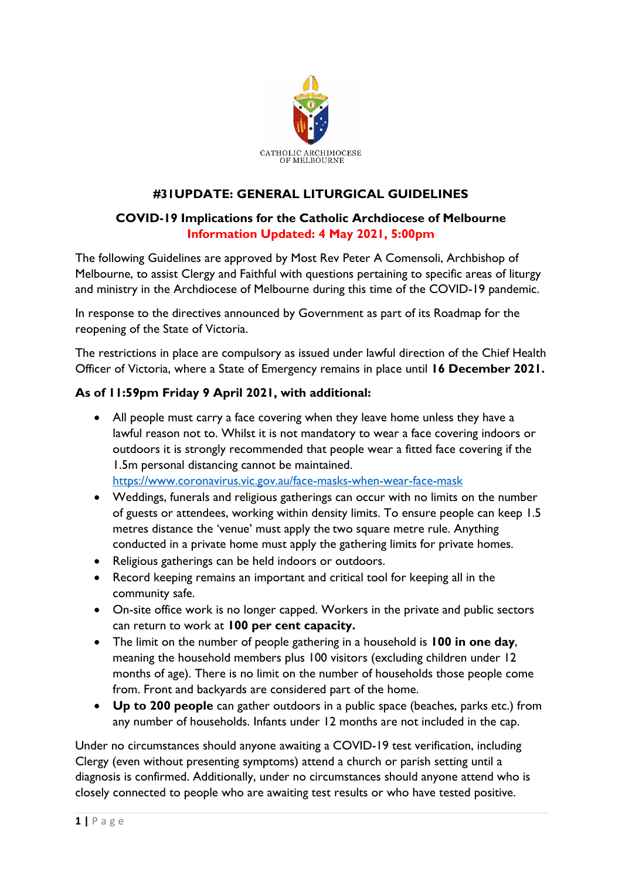CATHOLIC ARCHDIOCESE OF MELBOURNE

## #31UPDATE: GENERAL LITURGICAL GUIDELINES

### COVID-19 Implications for the Catholic Archdiocese of Melbourne

**Information Updated: 4 May 2021, 5:00pm**

The following Guidelines are approved by Most Rev Peter A Comensoli, Archbishop of Melbourne, to assist Clergy and Faithful with questions pertaining to specific areas of liturgy and ministry in the Archdiocese of Melbourne during this time of the COVID-19 pandemic.

In response to the directives announced by Government as part of its Roadmap for the reopening of the State of Victoria.

The restrictions in place are compulsory as issued under lawful direction of the Chief Health Officer of Victoria, where a State of Emergency remains in place until **16 December 2021.**

**As of 11:59pm Friday 9 April 2021, with additional:**

- All people must carry a face covering when they leave home unless they have a lawful reason not to. Whilst it is not mandatory to wear a face covering indoors or outdoors it is strongly recommended that people wear a fitted face covering if the 1.5m personal distancing cannot be maintained. https://www.coronavirus.vic.gov.au/face-masks-when-wear-face-mask
- Weddings, funerals and religious gatherings can occur with no limits on the number of guests or attendees, working within density limits. To ensure people can keep 1.5 metres distance the 'venue' must apply the two square metre rule. Anything conducted in a private home must apply the gathering limits for private homes.
- Religious gatherings can be held indoors or outdoors.
- Record keeping remains an important and critical tool for keeping all in the community safe.
- On-site office work is no longer capped. Workers in the private and public sectors can return to work at **100 per cent capacity.**
- The limit on the number of people gathering in a household is **100 in one day**, meaning the household members plus 100 visitors (excluding children under 12 months of age). There is no limit on the number of households those people come from. Front and backyards are considered part of the home.
- **Up to 200 people** can gather outdoors in a public space (beaches, parks etc.) from any number of households. Infants under 12 months are not included in the cap.

Under no circumstances should anyone awaiting a COVID-19 test verification, including Clergy (even without presenting symptoms) attend a church or parish setting until a diagnosis is confirmed. Additionally, under no circumstances should anyone attend who is closely connected to people who are awaiting test results or who have tested positive.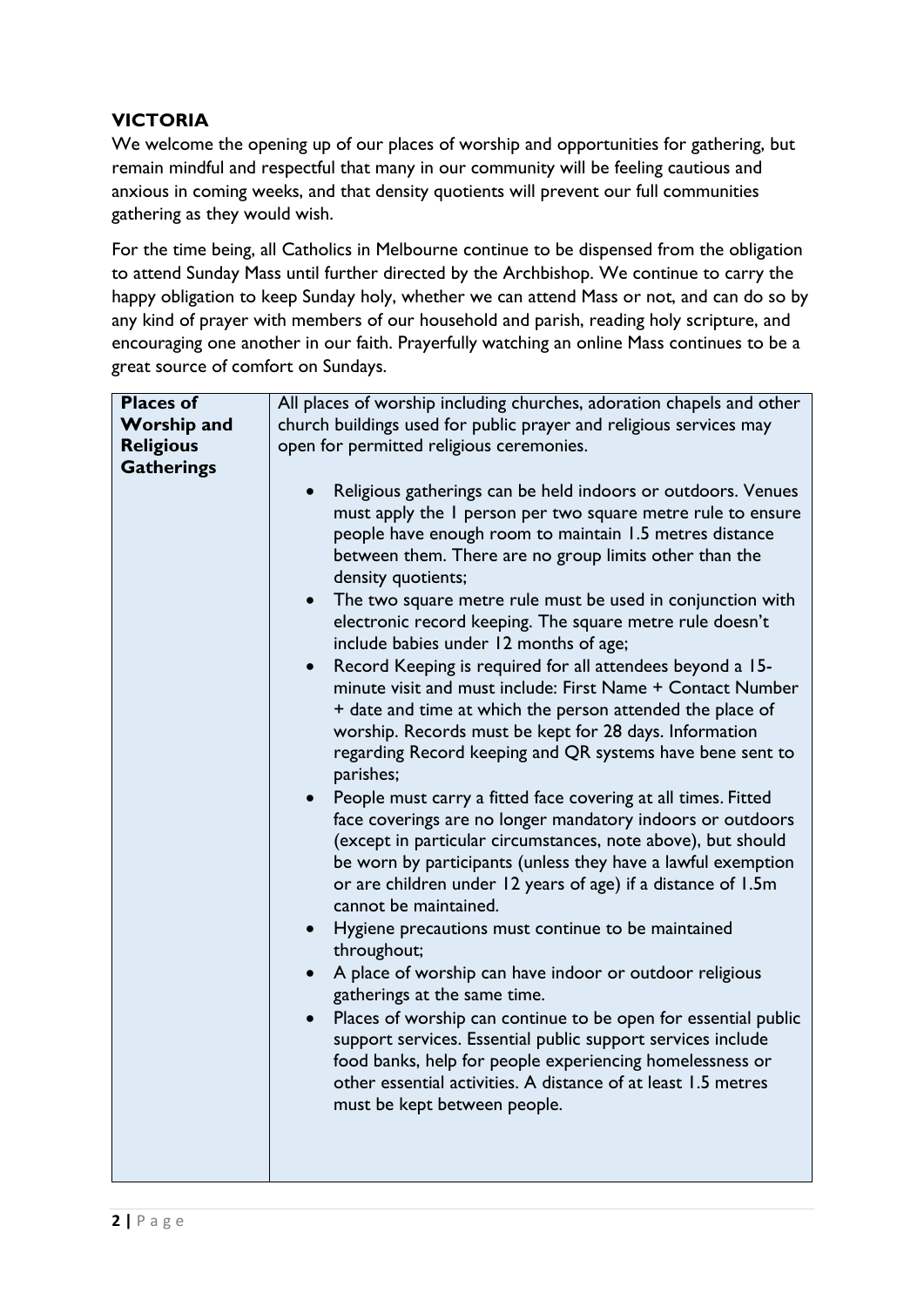## VICTORIA

We welcome the opening up of our places of worship and opportunities for gathering, but remain mindful and respectful that many in our community will be feeling cautious and anxious in coming weeks, and that density quotients will prevent our full communities gathering as they would wish.

For the time being, all Catholics in Melbourne continue to be dispensed from the obligation to attend Sunday Mass until further directed by the Archbishop. We continue to carry the happy obligation to keep Sunday holy, whether we can attend Mass or not, and can do so by any kind of prayer with members of our household and parish, reading holy scripture, and encouraging one another in our faith. Prayerfully watching an online Mass continues to be a great source of comfort on Sundays.

| **Places of Worship and Religious Gatherings** | All places of worship including churches, adoration chapels and other church buildings used for public prayer and religious services may open for permitted religious ceremonies.<br><br>• Religious gatherings can be held indoors or outdoors. Venues must apply the 1 person per two square metre rule to ensure people have enough room to maintain 1.5 metres distance between them. There are no group limits other than the density quotients;<br>• The two square metre rule must be used in conjunction with electronic record keeping. The square metre rule doesn't include babies under 12 months of age;<br>• Record Keeping is required for all attendees beyond a 15-minute visit and must include: First Name + Contact Number + date and time at which the person attended the place of worship. Records must be kept for 28 days. Information regarding Record keeping and QR systems have bene sent to parishes;<br>• People must carry a fitted face covering at all times. Fitted face coverings are no longer mandatory indoors or outdoors (except in particular circumstances, note above), but should be worn by participants (unless they have a lawful exemption or are children under 12 years of age) if a distance of 1.5m cannot be maintained.<br>• Hygiene precautions must continue to be maintained throughout;<br>• A place of worship can have indoor or outdoor religious gatherings at the same time.<br>• Places of worship can continue to be open for essential public support services. Essential public support services include food banks, help for people experiencing homelessness or other essential activities. A distance of at least 1.5 metres must be kept between people. |
|---|---|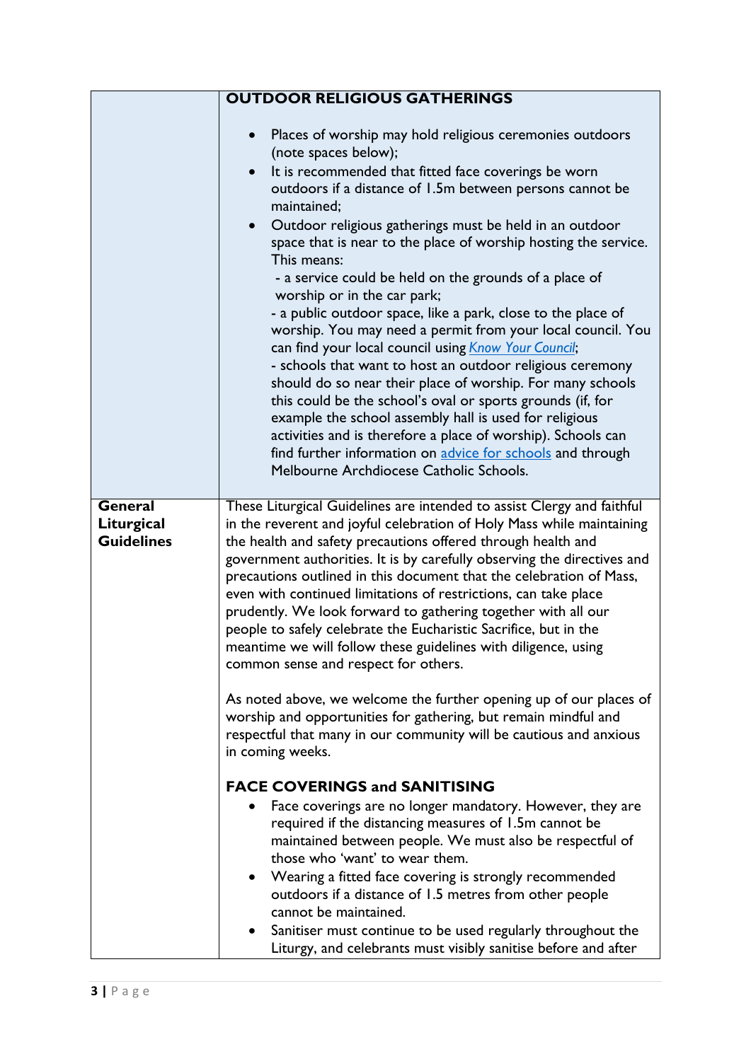| | **OUTDOOR RELIGIOUS GATHERINGS**<br><br>• Places of worship may hold religious ceremonies outdoors (note spaces below);<br>• It is recommended that fitted face coverings be worn outdoors if a distance of 1.5m between persons cannot be maintained;<br>• Outdoor religious gatherings must be held in an outdoor space that is near to the place of worship hosting the service. This means:<br>- a service could be held on the grounds of a place of worship or in the car park;<br>- a public outdoor space, like a park, close to the place of worship. You may need a permit from your local council. You can find your local council using *Know Your Council*;<br>- schools that want to host an outdoor religious ceremony should do so near their place of worship. For many schools this could be the school's oval or sports grounds (if, for example the school assembly hall is used for religious activities and is therefore a place of worship). Schools can find further information on advice for schools and through Melbourne Archdiocese Catholic Schools. |
|---|---|
| **General Liturgical Guidelines** | These Liturgical Guidelines are intended to assist Clergy and faithful in the reverent and joyful celebration of Holy Mass while maintaining the health and safety precautions offered through health and government authorities. It is by carefully observing the directives and precautions outlined in this document that the celebration of Mass, even with continued limitations of restrictions, can take place prudently. We look forward to gathering together with all our people to safely celebrate the Eucharistic Sacrifice, but in the meantime we will follow these guidelines with diligence, using common sense and respect for others.<br><br>As noted above, we welcome the further opening up of our places of worship and opportunities for gathering, but remain mindful and respectful that many in our community will be cautious and anxious in coming weeks.<br><br>**FACE COVERINGS and SANITISING**<br>• Face coverings are no longer mandatory. However, they are required if the distancing measures of 1.5m cannot be maintained between people. We must also be respectful of those who 'want' to wear them.<br>• Wearing a fitted face covering is strongly recommended outdoors if a distance of 1.5 metres from other people cannot be maintained.<br>• Sanitiser must continue to be used regularly throughout the Liturgy, and celebrants must visibly sanitise before and after |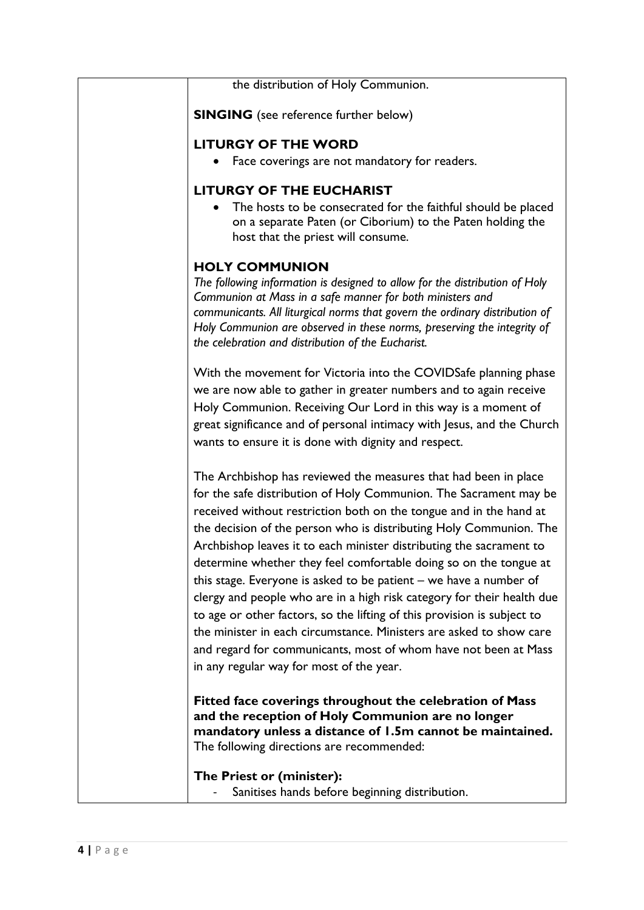the distribution of Holy Communion.

**SINGING** (see reference further below)

**LITURGY OF THE WORD**

- Face coverings are not mandatory for readers.

**LITURGY OF THE EUCHARIST**

- The hosts to be consecrated for the faithful should be placed on a separate Paten (or Ciborium) to the Paten holding the host that the priest will consume.

**HOLY COMMUNION**

*The following information is designed to allow for the distribution of Holy Communion at Mass in a safe manner for both ministers and communicants. All liturgical norms that govern the ordinary distribution of Holy Communion are observed in these norms, preserving the integrity of the celebration and distribution of the Eucharist.*

With the movement for Victoria into the COVIDSafe planning phase we are now able to gather in greater numbers and to again receive Holy Communion. Receiving Our Lord in this way is a moment of great significance and of personal intimacy with Jesus, and the Church wants to ensure it is done with dignity and respect.

The Archbishop has reviewed the measures that had been in place for the safe distribution of Holy Communion. The Sacrament may be received without restriction both on the tongue and in the hand at the decision of the person who is distributing Holy Communion. The Archbishop leaves it to each minister distributing the sacrament to determine whether they feel comfortable doing so on the tongue at this stage. Everyone is asked to be patient – we have a number of clergy and people who are in a high risk category for their health due to age or other factors, so the lifting of this provision is subject to the minister in each circumstance. Ministers are asked to show care and regard for communicants, most of whom have not been at Mass in any regular way for most of the year.

**Fitted face coverings throughout the celebration of Mass and the reception of Holy Communion are no longer mandatory unless a distance of 1.5m cannot be maintained.** The following directions are recommended:

**The Priest or (minister):**

- Sanitises hands before beginning distribution.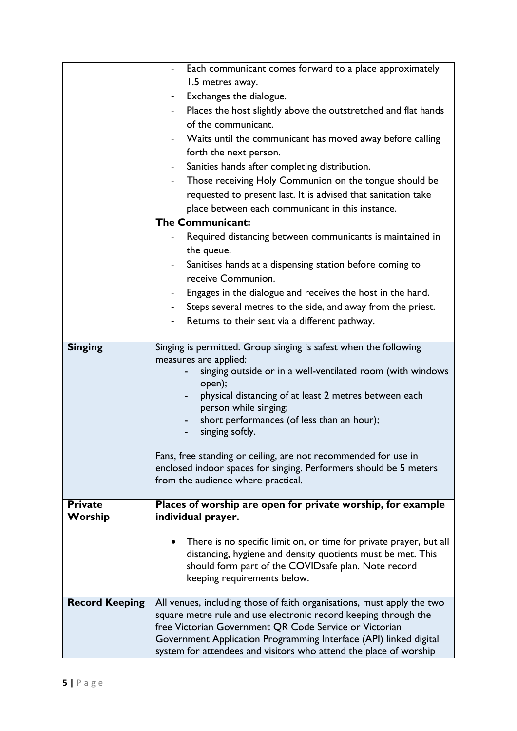| | |
|---|---|
| | - Each communicant comes forward to a place approximately 1.5 metres away.<br>- Exchanges the dialogue.<br>- Places the host slightly above the outstretched and flat hands of the communicant.<br>- Waits until the communicant has moved away before calling forth the next person.<br>- Sanities hands after completing distribution.<br>- Those receiving Holy Communion on the tongue should be requested to present last. It is advised that sanitation take place between each communicant in this instance.<br>**The Communicant:**<br>- Required distancing between communicants is maintained in the queue.<br>- Sanitises hands at a dispensing station before coming to receive Communion.<br>- Engages in the dialogue and receives the host in the hand.<br>- Steps several metres to the side, and away from the priest.<br>- Returns to their seat via a different pathway. |
| **Singing** | Singing is permitted. Group singing is safest when the following measures are applied:<br>- singing outside or in a well-ventilated room (with windows open);<br>- physical distancing of at least 2 metres between each person while singing;<br>- short performances (of less than an hour);<br>- singing softly.<br><br>Fans, free standing or ceiling, are not recommended for use in enclosed indoor spaces for singing. Performers should be 5 meters from the audience where practical. |
| **Private Worship** | **Places of worship are open for private worship, for example individual prayer.**<br><br>• There is no specific limit on, or time for private prayer, but all distancing, hygiene and density quotients must be met. This should form part of the COVIDsafe plan. Note record keeping requirements below. |
| **Record Keeping** | All venues, including those of faith organisations, must apply the two square metre rule and use electronic record keeping through the free Victorian Government QR Code Service or Victorian Government Application Programming Interface (API) linked digital system for attendees and visitors who attend the place of worship |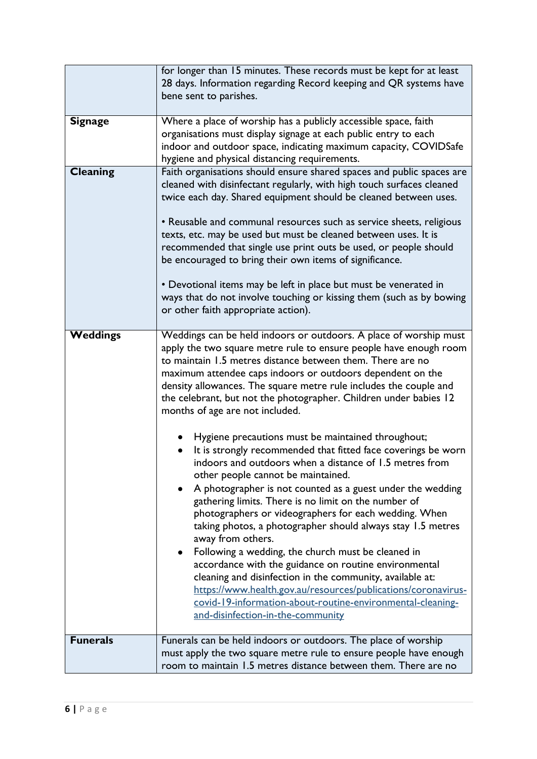| | |
|---|---|
| | for longer than 15 minutes. These records must be kept for at least 28 days. Information regarding Record keeping and QR systems have bene sent to parishes. |
| **Signage** | Where a place of worship has a publicly accessible space, faith organisations must display signage at each public entry to each indoor and outdoor space, indicating maximum capacity, COVIDSafe hygiene and physical distancing requirements. |
| **Cleaning** | Faith organisations should ensure shared spaces and public spaces are cleaned with disinfectant regularly, with high touch surfaces cleaned twice each day. Shared equipment should be cleaned between uses.<br><br>• Reusable and communal resources such as service sheets, religious texts, etc. may be used but must be cleaned between uses. It is recommended that single use print outs be used, or people should be encouraged to bring their own items of significance.<br><br>• Devotional items may be left in place but must be venerated in ways that do not involve touching or kissing them (such as by bowing or other faith appropriate action). |
| **Weddings** | Weddings can be held indoors or outdoors. A place of worship must apply the two square metre rule to ensure people have enough room to maintain 1.5 metres distance between them. There are no maximum attendee caps indoors or outdoors dependent on the density allowances. The square metre rule includes the couple and the celebrant, but not the photographer. Children under babies 12 months of age are not included.<br><br>• Hygiene precautions must be maintained throughout;<br>• It is strongly recommended that fitted face coverings be worn indoors and outdoors when a distance of 1.5 metres from other people cannot be maintained.<br>• A photographer is not counted as a guest under the wedding gathering limits. There is no limit on the number of photographers or videographers for each wedding. When taking photos, a photographer should always stay 1.5 metres away from others.<br>• Following a wedding, the church must be cleaned in accordance with the guidance on routine environmental cleaning and disinfection in the community, available at: [https://www.health.gov.au/resources/publications/coronavirus-covid-19-information-about-routine-environmental-cleaning-and-disinfection-in-the-community](https://www.health.gov.au/resources/publications/coronavirus-covid-19-information-about-routine-environmental-cleaning-and-disinfection-in-the-community) |
| **Funerals** | Funerals can be held indoors or outdoors. The place of worship must apply the two square metre rule to ensure people have enough room to maintain 1.5 metres distance between them. There are no |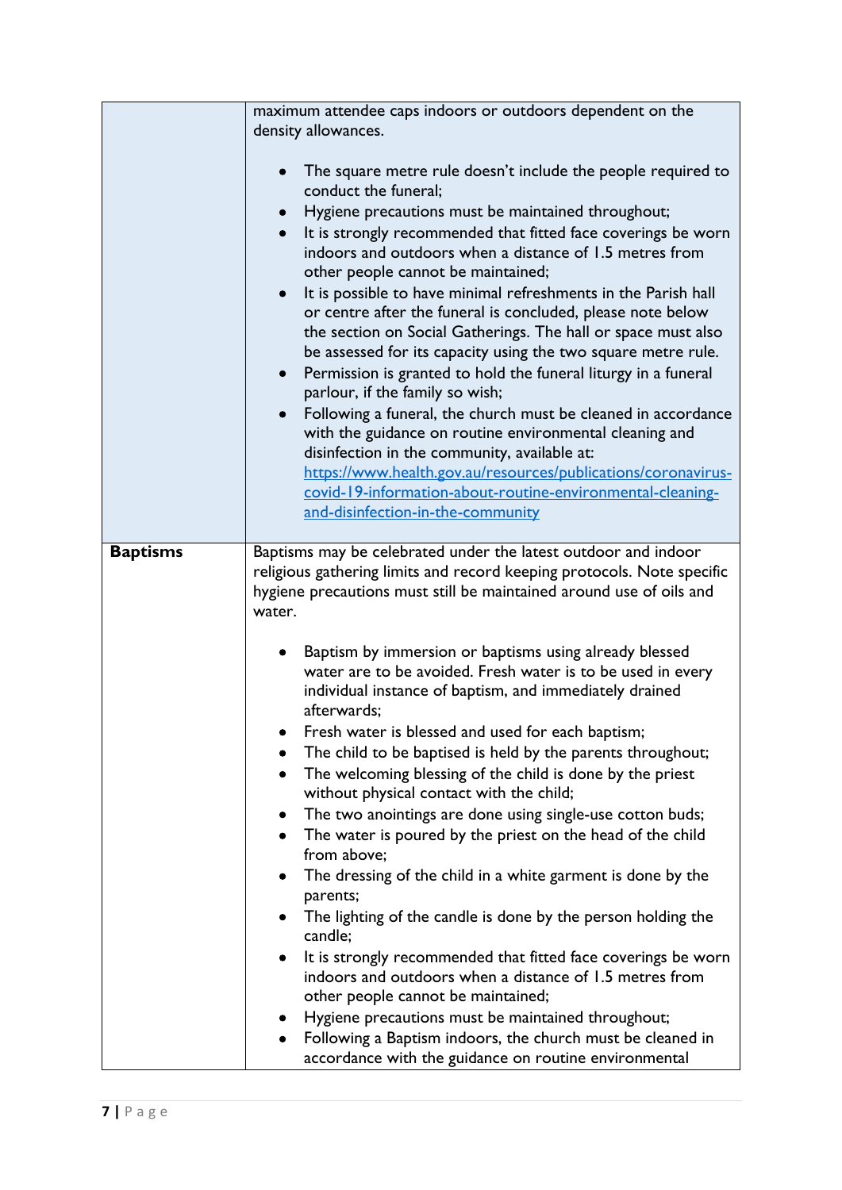| | |
|---|---|
| | maximum attendee caps indoors or outdoors dependent on the density allowances.<br><br>• The square metre rule doesn't include the people required to conduct the funeral;<br>• Hygiene precautions must be maintained throughout;<br>• It is strongly recommended that fitted face coverings be worn indoors and outdoors when a distance of 1.5 metres from other people cannot be maintained;<br>• It is possible to have minimal refreshments in the Parish hall or centre after the funeral is concluded, please note below the section on Social Gatherings. The hall or space must also be assessed for its capacity using the two square metre rule.<br>• Permission is granted to hold the funeral liturgy in a funeral parlour, if the family so wish;<br>• Following a funeral, the church must be cleaned in accordance with the guidance on routine environmental cleaning and disinfection in the community, available at: [https://www.health.gov.au/resources/publications/coronavirus-covid-19-information-about-routine-environmental-cleaning-and-disinfection-in-the-community](https://www.health.gov.au/resources/publications/coronavirus-covid-19-information-about-routine-environmental-cleaning-and-disinfection-in-the-community) |
| **Baptisms** | Baptisms may be celebrated under the latest outdoor and indoor religious gathering limits and record keeping protocols. Note specific hygiene precautions must still be maintained around use of oils and water.<br><br>• Baptism by immersion or baptisms using already blessed water are to be avoided. Fresh water is to be used in every individual instance of baptism, and immediately drained afterwards;<br>• Fresh water is blessed and used for each baptism;<br>• The child to be baptised is held by the parents throughout;<br>• The welcoming blessing of the child is done by the priest without physical contact with the child;<br>• The two anointings are done using single-use cotton buds;<br>• The water is poured by the priest on the head of the child from above;<br>• The dressing of the child in a white garment is done by the parents;<br>• The lighting of the candle is done by the person holding the candle;<br>• It is strongly recommended that fitted face coverings be worn indoors and outdoors when a distance of 1.5 metres from other people cannot be maintained;<br>• Hygiene precautions must be maintained throughout;<br>• Following a Baptism indoors, the church must be cleaned in accordance with the guidance on routine environmental |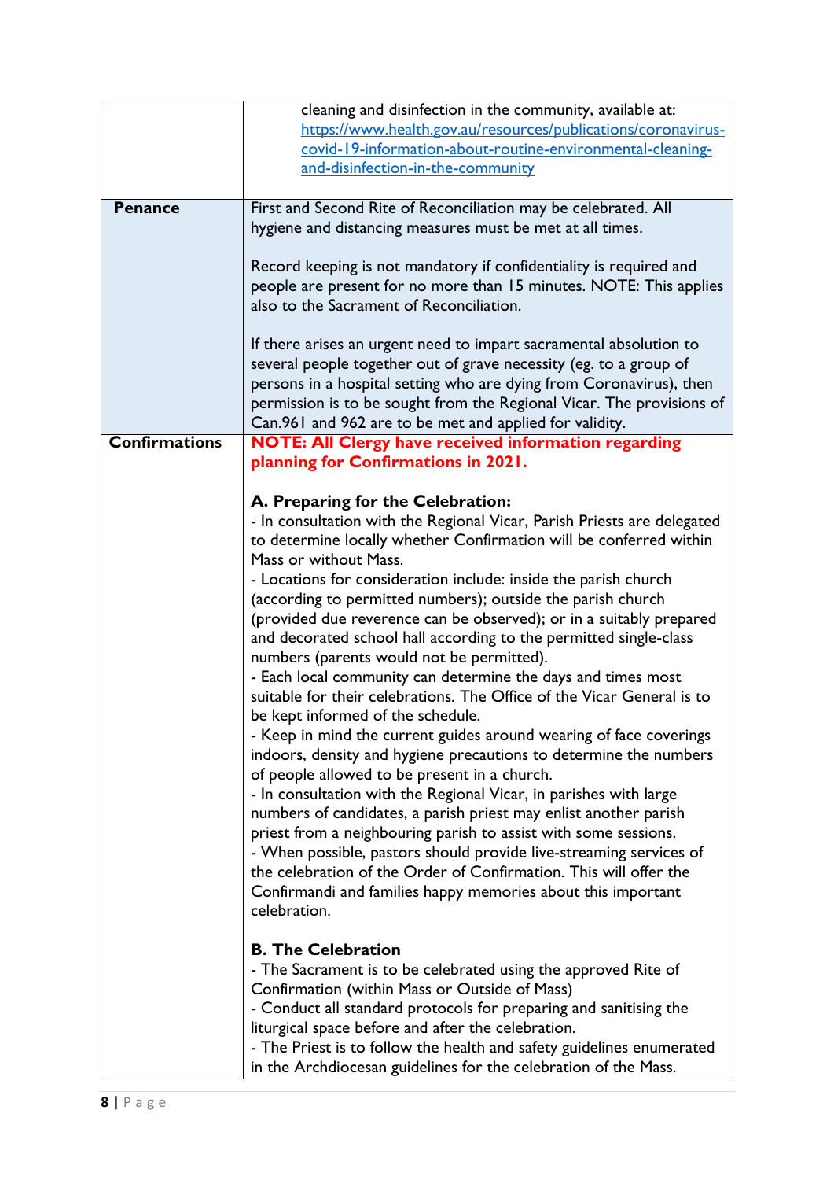| | |
|---|---|
| | cleaning and disinfection in the community, available at: [https://www.health.gov.au/resources/publications/coronavirus-covid-19-information-about-routine-environmental-cleaning-and-disinfection-in-the-community](https://www.health.gov.au/resources/publications/coronavirus-covid-19-information-about-routine-environmental-cleaning-and-disinfection-in-the-community) |
| **Penance** | First and Second Rite of Reconciliation may be celebrated. All hygiene and distancing measures must be met at all times.<br><br>Record keeping is not mandatory if confidentiality is required and people are present for no more than 15 minutes. NOTE: This applies also to the Sacrament of Reconciliation.<br><br>If there arises an urgent need to impart sacramental absolution to several people together out of grave necessity (eg. to a group of persons in a hospital setting who are dying from Coronavirus), then permission is to be sought from the Regional Vicar. The provisions of Can.961 and 962 are to be met and applied for validity. |
| **Confirmations** | **NOTE: All Clergy have received information regarding planning for Confirmations in 2021.**<br><br>**A. Preparing for the Celebration:**<br>- In consultation with the Regional Vicar, Parish Priests are delegated to determine locally whether Confirmation will be conferred within Mass or without Mass.<br>- Locations for consideration include: inside the parish church (according to permitted numbers); outside the parish church (provided due reverence can be observed); or in a suitably prepared and decorated school hall according to the permitted single-class numbers (parents would not be permitted).<br>- Each local community can determine the days and times most suitable for their celebrations. The Office of the Vicar General is to be kept informed of the schedule.<br>- Keep in mind the current guides around wearing of face coverings indoors, density and hygiene precautions to determine the numbers of people allowed to be present in a church.<br>- In consultation with the Regional Vicar, in parishes with large numbers of candidates, a parish priest may enlist another parish priest from a neighbouring parish to assist with some sessions.<br>- When possible, pastors should provide live-streaming services of the celebration of the Order of Confirmation. This will offer the Confirmandi and families happy memories about this important celebration.<br><br>**B. The Celebration**<br>- The Sacrament is to be celebrated using the approved Rite of Confirmation (within Mass or Outside of Mass)<br>- Conduct all standard protocols for preparing and sanitising the liturgical space before and after the celebration.<br>- The Priest is to follow the health and safety guidelines enumerated in the Archdiocesan guidelines for the celebration of the Mass. |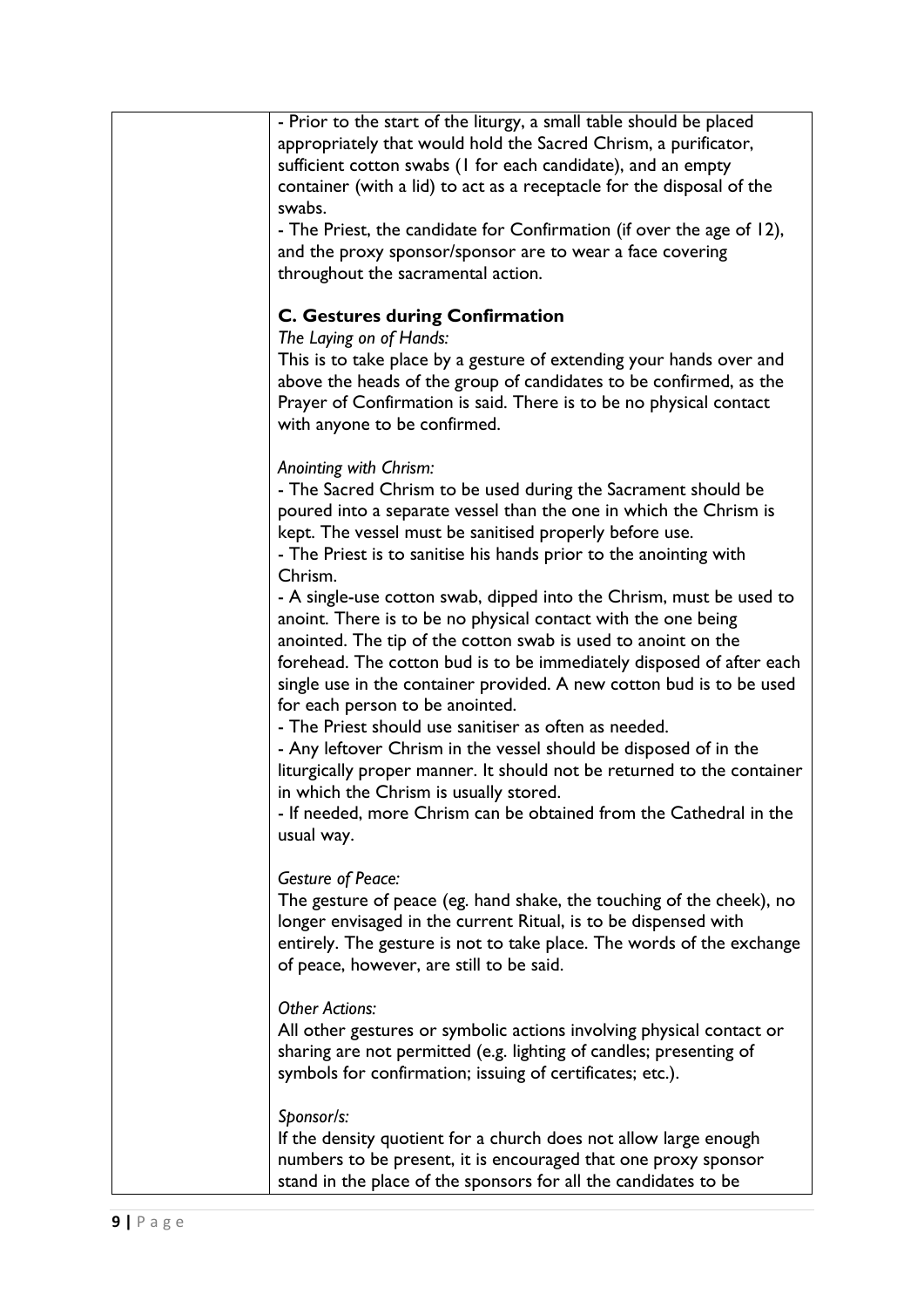- Prior to the start of the liturgy, a small table should be placed appropriately that would hold the Sacred Chrism, a purificator, sufficient cotton swabs (1 for each candidate), and an empty container (with a lid) to act as a receptacle for the disposal of the swabs.
- The Priest, the candidate for Confirmation (if over the age of 12), and the proxy sponsor/sponsor are to wear a face covering throughout the sacramental action.

### C. Gestures during Confirmation

*The Laying on of Hands:*

This is to take place by a gesture of extending your hands over and above the heads of the group of candidates to be confirmed, as the Prayer of Confirmation is said. There is to be no physical contact with anyone to be confirmed.

*Anointing with Chrism:*

- The Sacred Chrism to be used during the Sacrament should be poured into a separate vessel than the one in which the Chrism is kept. The vessel must be sanitised properly before use.
- The Priest is to sanitise his hands prior to the anointing with Chrism.
- A single-use cotton swab, dipped into the Chrism, must be used to anoint. There is to be no physical contact with the one being anointed. The tip of the cotton swab is used to anoint on the forehead. The cotton bud is to be immediately disposed of after each single use in the container provided. A new cotton bud is to be used for each person to be anointed.
- The Priest should use sanitiser as often as needed.
- Any leftover Chrism in the vessel should be disposed of in the liturgically proper manner. It should not be returned to the container in which the Chrism is usually stored.
- If needed, more Chrism can be obtained from the Cathedral in the usual way.

*Gesture of Peace:*

The gesture of peace (eg. hand shake, the touching of the cheek), no longer envisaged in the current Ritual, is to be dispensed with entirely. The gesture is not to take place. The words of the exchange of peace, however, are still to be said.

*Other Actions:*

All other gestures or symbolic actions involving physical contact or sharing are not permitted (e.g. lighting of candles; presenting of symbols for confirmation; issuing of certificates; etc.).

*Sponsor/s:*

If the density quotient for a church does not allow large enough numbers to be present, it is encouraged that one proxy sponsor stand in the place of the sponsors for all the candidates to be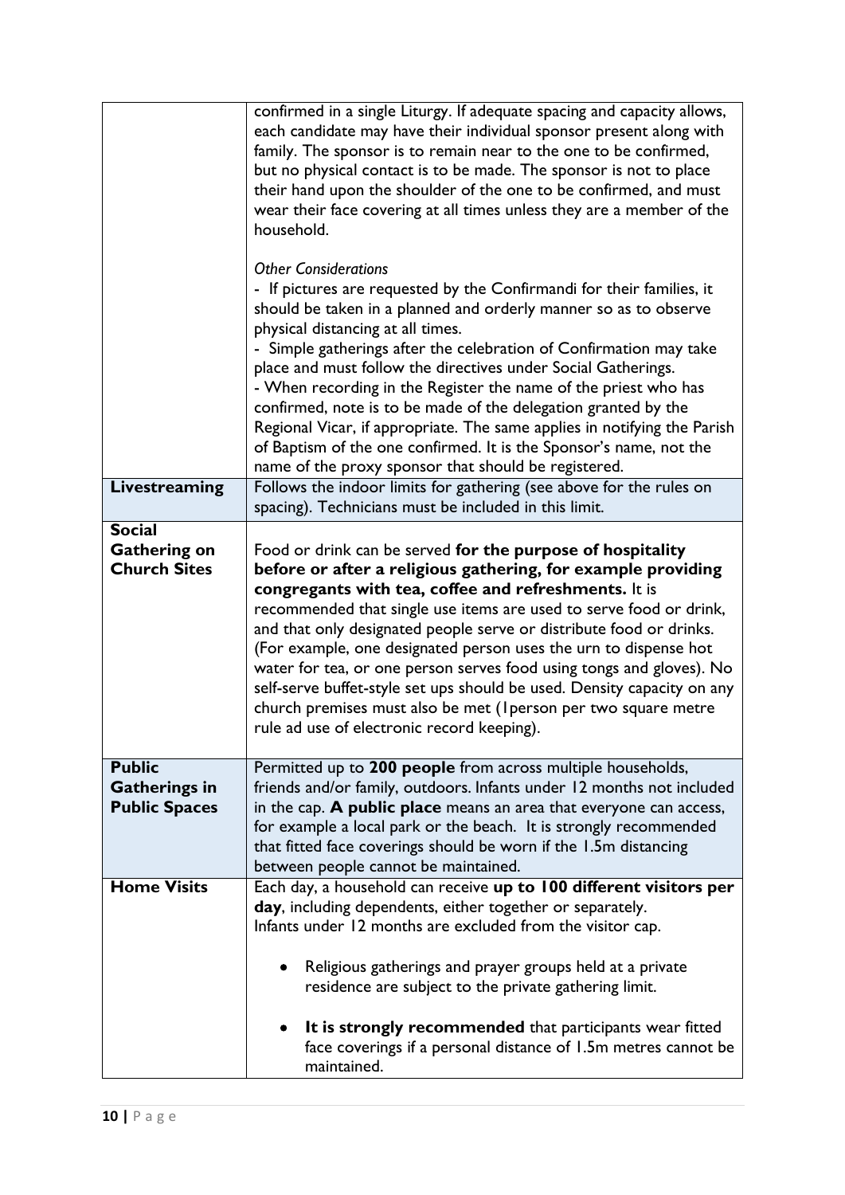| | |
|---|---|
| | confirmed in a single Liturgy. If adequate spacing and capacity allows, each candidate may have their individual sponsor present along with family. The sponsor is to remain near to the one to be confirmed, but no physical contact is to be made. The sponsor is not to place their hand upon the shoulder of the one to be confirmed, and must wear their face covering at all times unless they are a member of the household.<br><br>*Other Considerations*<br>- If pictures are requested by the Confirmandi for their families, it should be taken in a planned and orderly manner so as to observe physical distancing at all times.<br>- Simple gatherings after the celebration of Confirmation may take place and must follow the directives under Social Gatherings.<br>- When recording in the Register the name of the priest who has confirmed, note is to be made of the delegation granted by the Regional Vicar, if appropriate. The same applies in notifying the Parish of Baptism of the one confirmed. It is the Sponsor's name, not the name of the proxy sponsor that should be registered. |
| **Livestreaming** | Follows the indoor limits for gathering (see above for the rules on spacing). Technicians must be included in this limit. |
| **Social Gathering on Church Sites** | Food or drink can be served **for the purpose of hospitality before or after a religious gathering, for example providing congregants with tea, coffee and refreshments.** It is recommended that single use items are used to serve food or drink, and that only designated people serve or distribute food or drinks. (For example, one designated person uses the urn to dispense hot water for tea, or one person serves food using tongs and gloves). No self-serve buffet-style set ups should be used. Density capacity on any church premises must also be met (1person per two square metre rule ad use of electronic record keeping). |
| **Public Gatherings in Public Spaces** | Permitted up to **200 people** from across multiple households, friends and/or family, outdoors. Infants under 12 months not included in the cap. **A public place** means an area that everyone can access, for example a local park or the beach. It is strongly recommended that fitted face coverings should be worn if the 1.5m distancing between people cannot be maintained. |
| **Home Visits** | Each day, a household can receive **up to 100 different visitors per day**, including dependents, either together or separately.<br>Infants under 12 months are excluded from the visitor cap.<br><br>• Religious gatherings and prayer groups held at a private residence are subject to the private gathering limit.<br><br>• **It is strongly recommended** that participants wear fitted face coverings if a personal distance of 1.5m metres cannot be maintained. |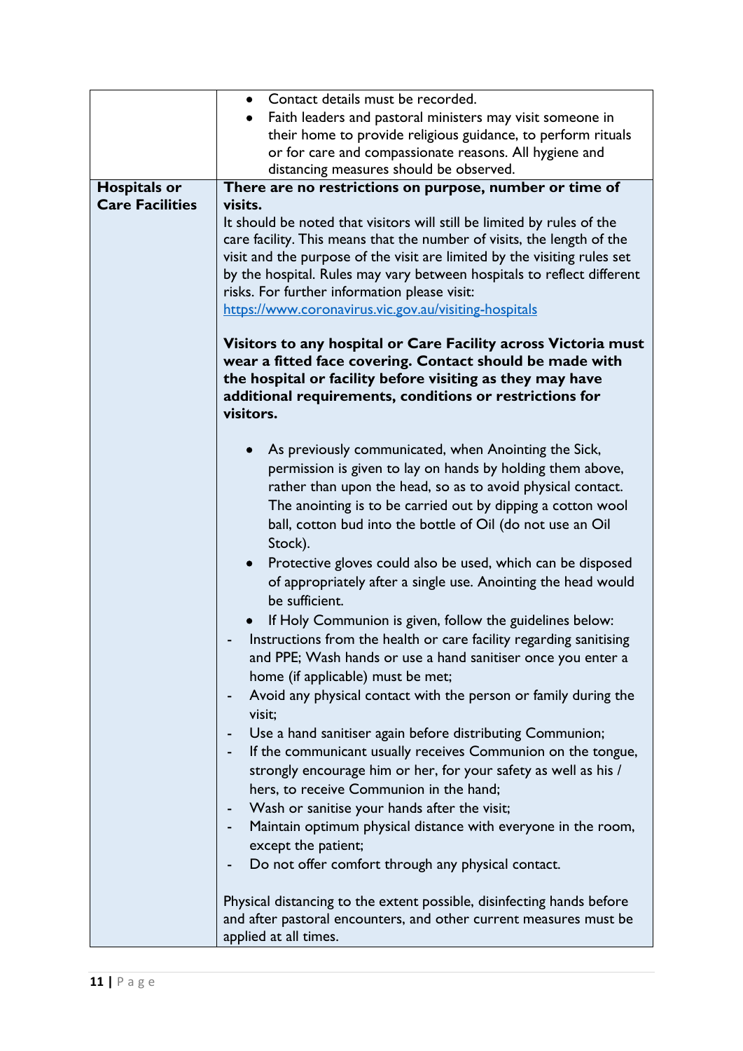| | |
|---|---|
| | • Contact details must be recorded.<br>• Faith leaders and pastoral ministers may visit someone in their home to provide religious guidance, to perform rituals or for care and compassionate reasons. All hygiene and distancing measures should be observed. |
| **Hospitals or Care Facilities** | **There are no restrictions on purpose, number or time of visits.**<br>It should be noted that visitors will still be limited by rules of the care facility. This means that the number of visits, the length of the visit and the purpose of the visit are limited by the visiting rules set by the hospital. Rules may vary between hospitals to reflect different risks. For further information please visit: [https://www.coronavirus.vic.gov.au/visiting-hospitals](https://www.coronavirus.vic.gov.au/visiting-hospitals)<br><br>**Visitors to any hospital or Care Facility across Victoria must wear a fitted face covering. Contact should be made with the hospital or facility before visiting as they may have additional requirements, conditions or restrictions for visitors.**<br><br>• As previously communicated, when Anointing the Sick, permission is given to lay on hands by holding them above, rather than upon the head, so as to avoid physical contact. The anointing is to be carried out by dipping a cotton wool ball, cotton bud into the bottle of Oil (do not use an Oil Stock).<br>• Protective gloves could also be used, which can be disposed of appropriately after a single use. Anointing the head would be sufficient.<br>• If Holy Communion is given, follow the guidelines below:<br>- Instructions from the health or care facility regarding sanitising and PPE; Wash hands or use a hand sanitiser once you enter a home (if applicable) must be met;<br>- Avoid any physical contact with the person or family during the visit;<br>- Use a hand sanitiser again before distributing Communion;<br>- If the communicant usually receives Communion on the tongue, strongly encourage him or her, for your safety as well as his / hers, to receive Communion in the hand;<br>- Wash or sanitise your hands after the visit;<br>- Maintain optimum physical distance with everyone in the room, except the patient;<br>- Do not offer comfort through any physical contact.<br><br>Physical distancing to the extent possible, disinfecting hands before and after pastoral encounters, and other current measures must be applied at all times. |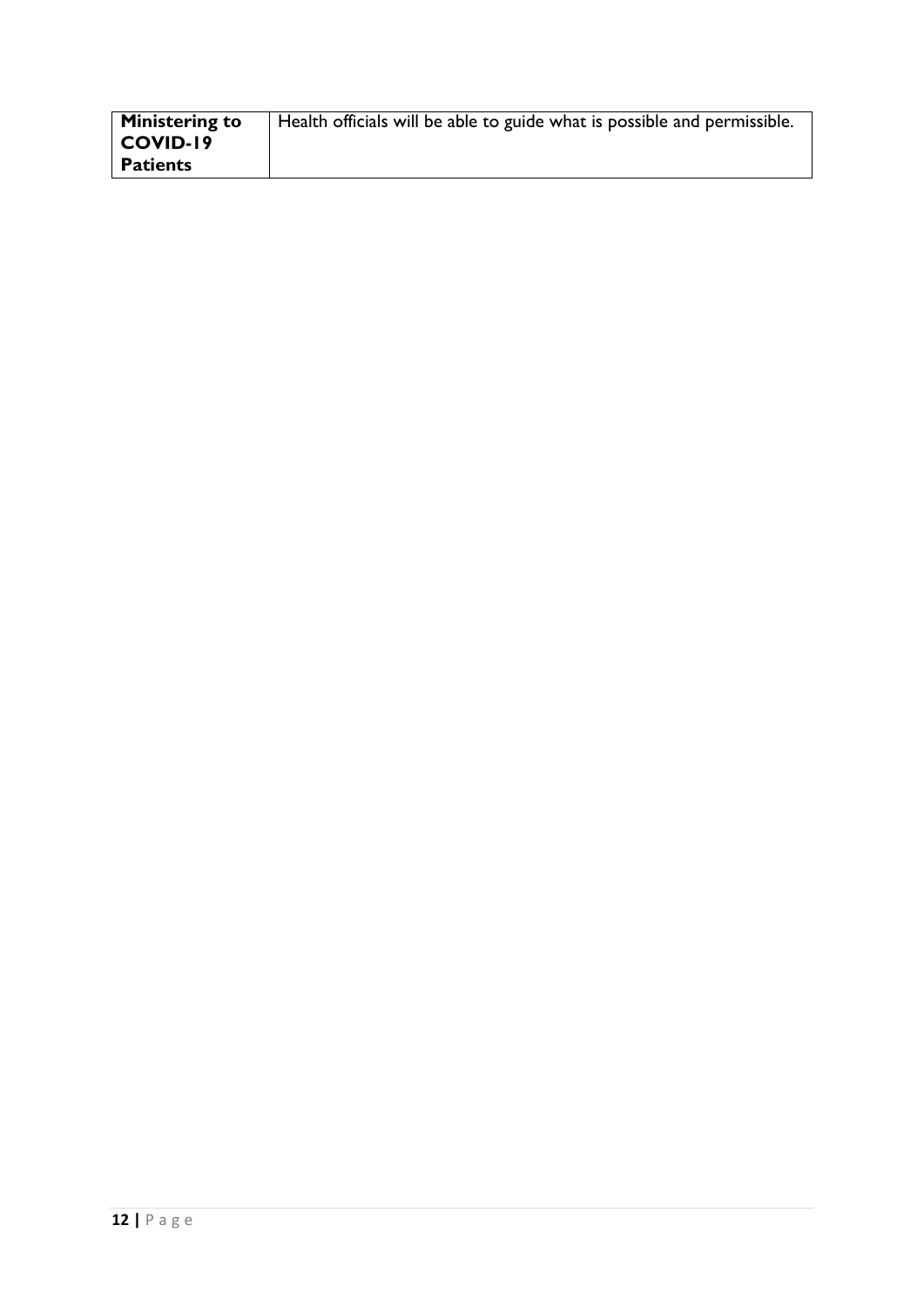| | |
|---|---|
| **Ministering to COVID-19 Patients** | Health officials will be able to guide what is possible and permissible. |